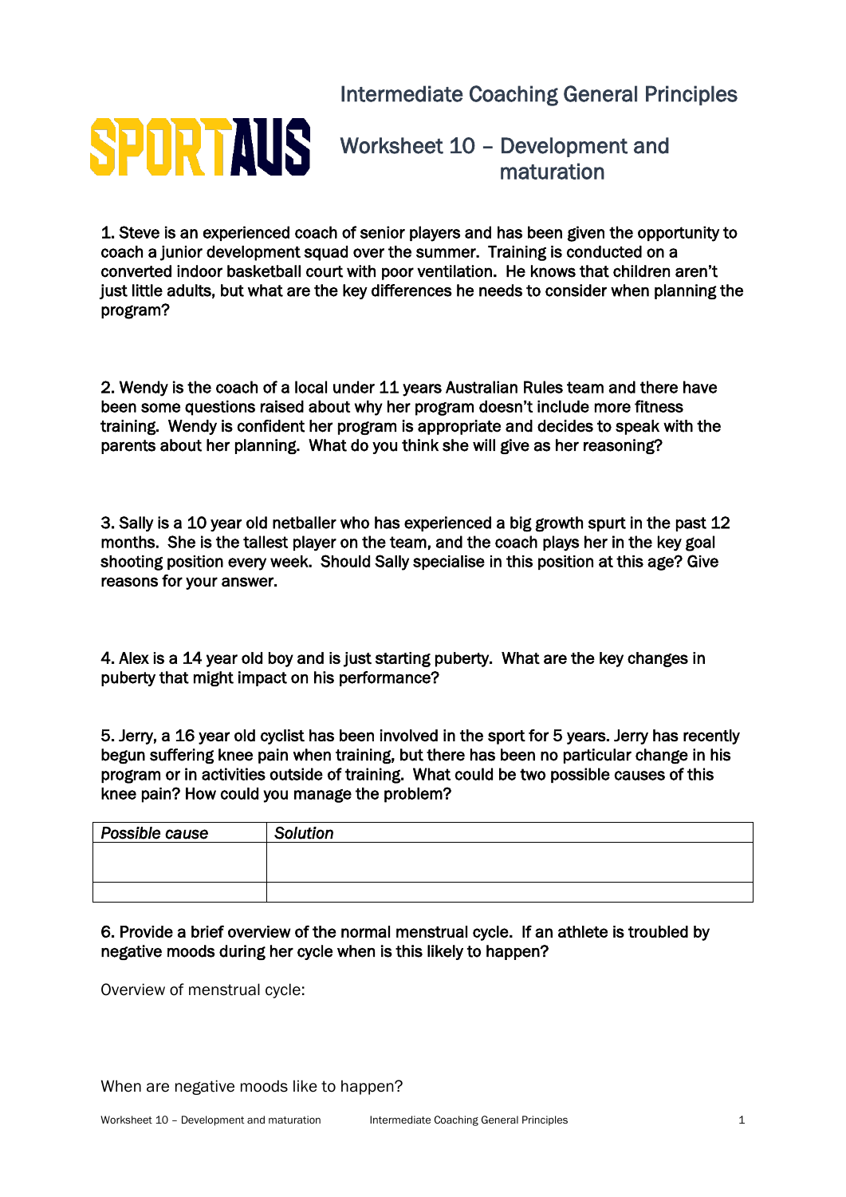SPORTAUS

# Intermediate Coaching General Principles

## Worksheet 10 – Development and maturation

1. Steve is an experienced coach of senior players and has been given the opportunity to coach a junior development squad over the summer. Training is conducted on a converted indoor basketball court with poor ventilation. He knows that children aren't just little adults, but what are the key differences he needs to consider when planning the program?

2. Wendy is the coach of a local under 11 years Australian Rules team and there have been some questions raised about why her program doesn't include more fitness training. Wendy is confident her program is appropriate and decides to speak with the parents about her planning. What do you think she will give as her reasoning?

3. Sally is a 10 year old netballer who has experienced a big growth spurt in the past 12 months. She is the tallest player on the team, and the coach plays her in the key goal shooting position every week. Should Sally specialise in this position at this age? Give reasons for your answer.

4. Alex is a 14 year old boy and is just starting puberty. What are the key changes in puberty that might impact on his performance?

5. Jerry, a 16 year old cyclist has been involved in the sport for 5 years. Jerry has recently begun suffering knee pain when training, but there has been no particular change in his program or in activities outside of training. What could be two possible causes of this knee pain? How could you manage the problem?

| *Possible cause* | *Solution* |
| --- | --- |
| | |
| | |

6. Provide a brief overview of the normal menstrual cycle. If an athlete is troubled by negative moods during her cycle when is this likely to happen?

Overview of menstrual cycle:

When are negative moods like to happen?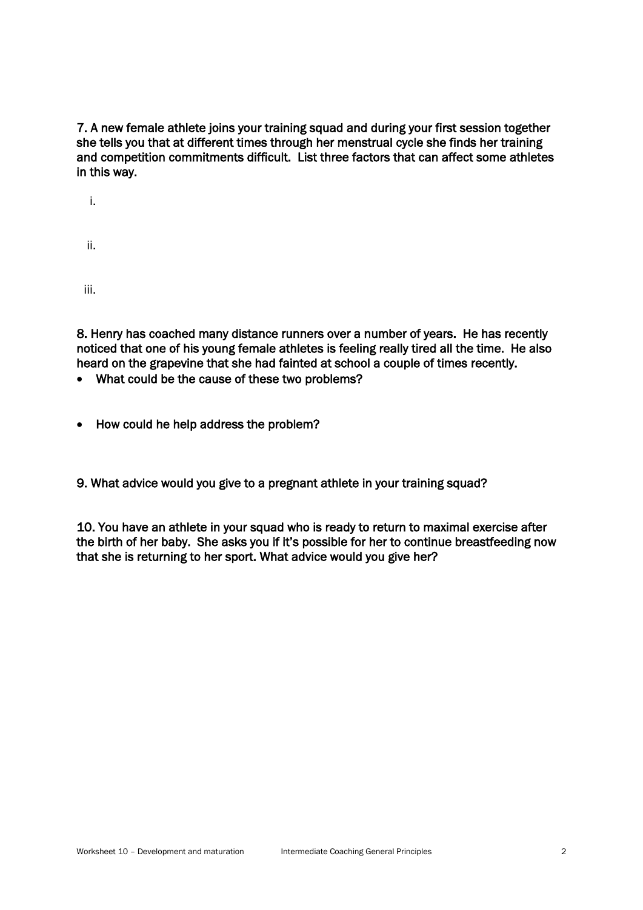7. A new female athlete joins your training squad and during your first session together she tells you that at different times through her menstrual cycle she finds her training and competition commitments difficult. List three factors that can affect some athletes in this way.

i.

ii.

iii.

8. Henry has coached many distance runners over a number of years. He has recently noticed that one of his young female athletes is feeling really tired all the time. He also heard on the grapevine that she had fainted at school a couple of times recently.

- What could be the cause of these two problems?

- How could he help address the problem?

9. What advice would you give to a pregnant athlete in your training squad?

10. You have an athlete in your squad who is ready to return to maximal exercise after the birth of her baby. She asks you if it's possible for her to continue breastfeeding now that she is returning to her sport. What advice would you give her?